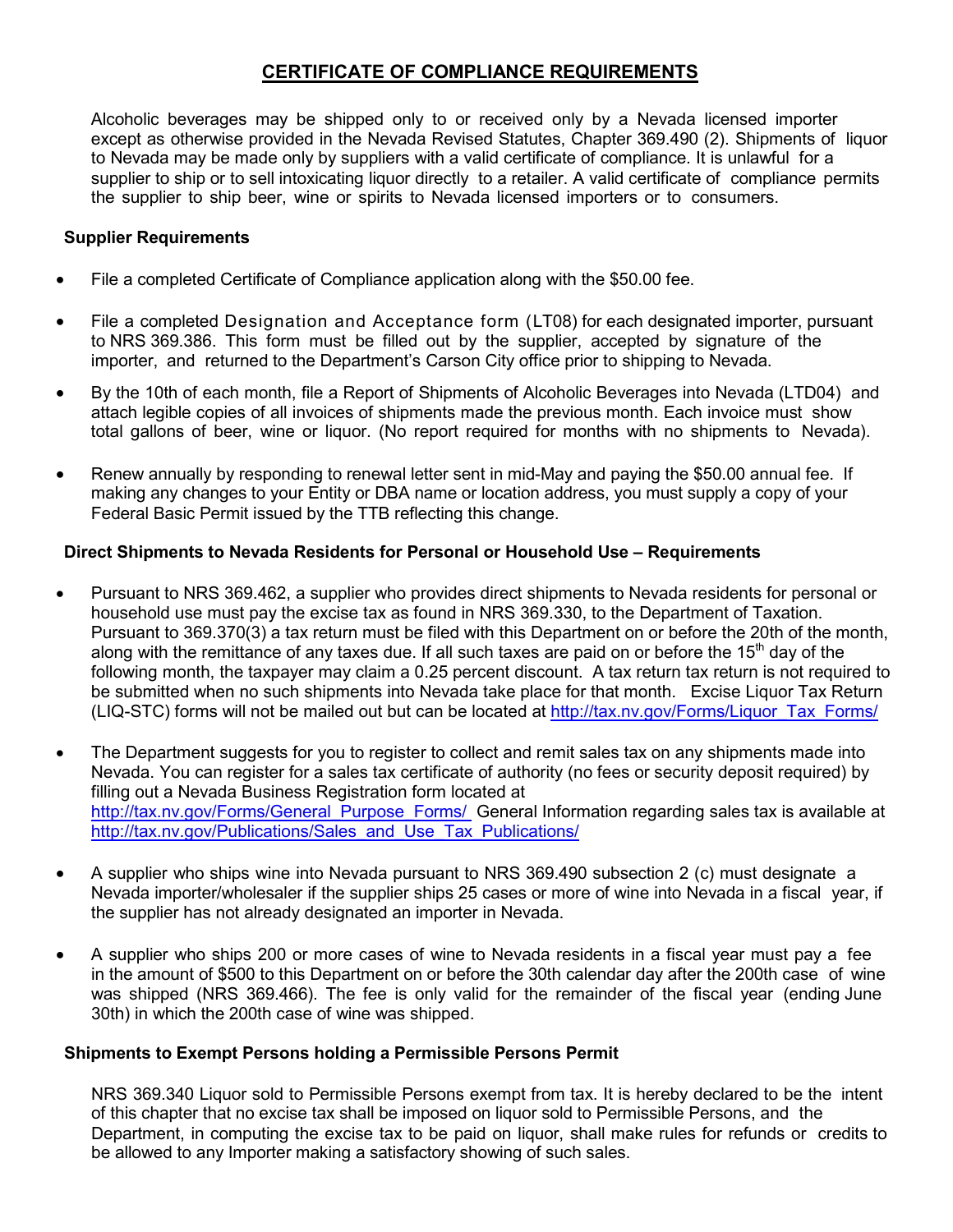## CERTIFICATE OF COMPLIANCE REQUIREMENTS

Alcoholic beverages may be shipped only to or received only by a Nevada licensed importer except as otherwise provided in the Nevada Revised Statutes, Chapter 369.490 (2). Shipments of liquor to Nevada may be made only by suppliers with a valid certificate of compliance. It is unlawful for a supplier to ship or to sell intoxicating liquor directly to a retailer. A valid certificate of compliance permits the supplier to ship beer, wine or spirits to Nevada licensed importers or to consumers.

### Supplier Requirements

- File a completed Certificate of Compliance application along with the $50.00 fee.
- File a completed Designation and Acceptance form (LT08) for each designated importer, pursuant to NRS 369.386. This form must be filled out by the supplier, accepted by signature of the importer, and returned to the Department's Carson City office prior to shipping to Nevada.
- By the 10th of each month, file a Report of Shipments of Alcoholic Beverages into Nevada (LTD04) and attach legible copies of all invoices of shipments made the previous month. Each invoice must show total gallons of beer, wine or liquor. (No report required for months with no shipments to Nevada).
- Renew annually by responding to renewal letter sent in mid-May and paying the $50.00 annual fee. If making any changes to your Entity or DBA name or location address, you must supply a copy of your Federal Basic Permit issued by the TTB reflecting this change.

### Direct Shipments to Nevada Residents for Personal or Household Use – Requirements

- Pursuant to NRS 369.462, a supplier who provides direct shipments to Nevada residents for personal or household use must pay the excise tax as found in NRS 369.330, to the Department of Taxation. Pursuant to 369.370(3) a tax return must be filed with this Department on or before the 20th of the month, along with the remittance of any taxes due. If all such taxes are paid on or before the 15th day of the following month, the taxpayer may claim a 0.25 percent discount. A tax return tax return is not required to be submitted when no such shipments into Nevada take place for that month. Excise Liquor Tax Return (LIQ-STC) forms will not be mailed out but can be located at http://tax.nv.gov/Forms/Liquor_Tax_Forms/
- The Department suggests for you to register to collect and remit sales tax on any shipments made into Nevada. You can register for a sales tax certificate of authority (no fees or security deposit required) by filling out a Nevada Business Registration form located at http://tax.nv.gov/Forms/General_Purpose_Forms/ General Information regarding sales tax is available at http://tax.nv.gov/Publications/Sales_and_Use_Tax_Publications/
- A supplier who ships wine into Nevada pursuant to NRS 369.490 subsection 2 (c) must designate a Nevada importer/wholesaler if the supplier ships 25 cases or more of wine into Nevada in a fiscal year, if the supplier has not already designated an importer in Nevada.
- A supplier who ships 200 or more cases of wine to Nevada residents in a fiscal year must pay a fee in the amount of $500 to this Department on or before the 30th calendar day after the 200th case of wine was shipped (NRS 369.466). The fee is only valid for the remainder of the fiscal year (ending June 30th) in which the 200th case of wine was shipped.

### Shipments to Exempt Persons holding a Permissible Persons Permit

NRS 369.340 Liquor sold to Permissible Persons exempt from tax. It is hereby declared to be the intent of this chapter that no excise tax shall be imposed on liquor sold to Permissible Persons, and the Department, in computing the excise tax to be paid on liquor, shall make rules for refunds or credits to be allowed to any Importer making a satisfactory showing of such sales.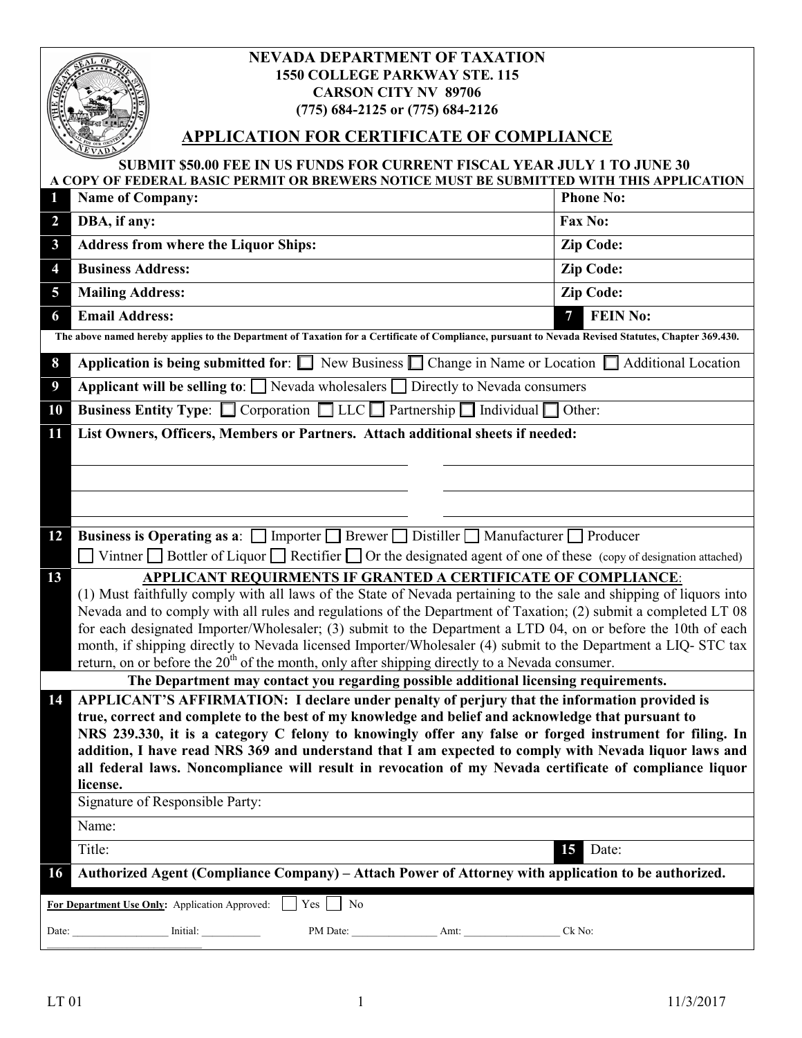**NEVADA DEPARTMENT OF TAXATION**
**1550 COLLEGE PARKWAY STE. 115**
**CARSON CITY NV 89706**
**(775) 684-2125 or (775) 684-2126**

# APPLICATION FOR CERTIFICATE OF COMPLIANCE

**SUBMIT $50.00 FEE IN US FUNDS FOR CURRENT FISCAL YEAR JULY 1 TO JUNE 30**
**A COPY OF FEDERAL BASIC PERMIT OR BREWERS NOTICE MUST BE SUBMITTED WITH THIS APPLICATION**

| # | | |
|---|---|---|
| 1 | **Name of Company:** | **Phone No:** |
| 2 | **DBA, if any:** | **Fax No:** |
| 3 | **Address from where the Liquor Ships:** | **Zip Code:** |
| 4 | **Business Address:** | **Zip Code:** |
| 5 | **Mailing Address:** | **Zip Code:** |
| 6 | **Email Address:** | **7 FEIN No:** |

**The above named hereby applies to the Department of Taxation for a Certificate of Compliance, pursuant to Nevada Revised Statutes, Chapter 369.430.**

**8 Application is being submitted for**: ☐ New Business ☐ Change in Name or Location ☐ Additional Location

**9 Applicant will be selling to**: ☐ Nevada wholesalers ☐ Directly to Nevada consumers

**10 Business Entity Type**: ☐ Corporation ☐ LLC ☐ Partnership ☐ Individual ☐ Other:

**11 List Owners, Officers, Members or Partners. Attach additional sheets if needed:**

______________________________ ______________________________

______________________________ ______________________________

______________________________ ______________________________

**12 Business is Operating as a**: ☐ Importer ☐ Brewer ☐ Distiller ☐ Manufacturer ☐ Producer ☐ Vintner ☐ Bottler of Liquor ☐ Rectifier ☐ Or the designated agent of one of these (copy of designation attached)

**13 APPLICANT REQUIRMENTS IF GRANTED A CERTIFICATE OF COMPLIANCE**:

(1) Must faithfully comply with all laws of the State of Nevada pertaining to the sale and shipping of liquors into Nevada and to comply with all rules and regulations of the Department of Taxation; (2) submit a completed LT 08 for each designated Importer/Wholesaler; (3) submit to the Department a LTD 04, on or before the 10th of each month, if shipping directly to Nevada licensed Importer/Wholesaler (4) submit to the Department a LIQ- STC tax return, on or before the 20th of the month, only after shipping directly to a Nevada consumer.

**The Department may contact you regarding possible additional licensing requirements.**

**14 APPLICANT'S AFFIRMATION: I declare under penalty of perjury that the information provided is true, correct and complete to the best of my knowledge and belief and acknowledge that pursuant to NRS 239.330, it is a category C felony to knowingly offer any false or forged instrument for filing. In addition, I have read NRS 369 and understand that I am expected to comply with Nevada liquor laws and all federal laws. Noncompliance will result in revocation of my Nevada certificate of compliance liquor license.**

Signature of Responsible Party:

Name:

Title: **15** Date:

**16 Authorized Agent (Compliance Company) – Attach Power of Attorney with application to be authorized.**

**For Department Use Only:** Application Approved: ☐ Yes ☐ No

Date: ______________ Initial: __________ PM Date: ______________ Amt: ______________ Ck No: ______________

LT 01 11/3/2017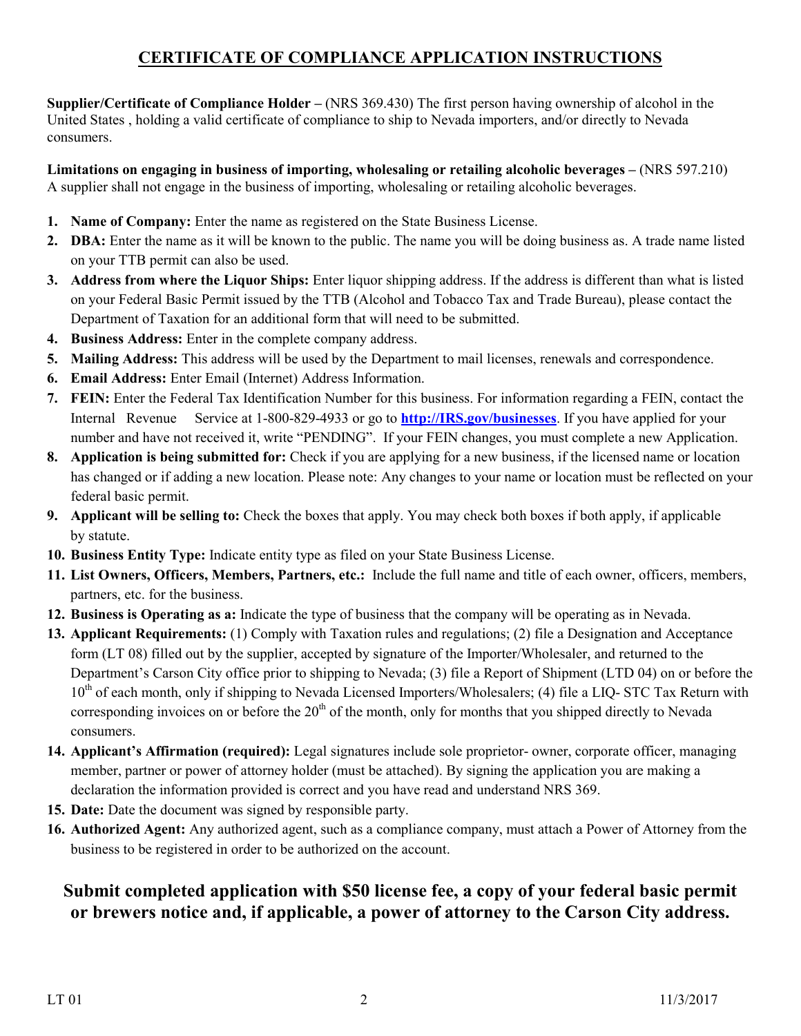# CERTIFICATE OF COMPLIANCE APPLICATION INSTRUCTIONS

**Supplier/Certificate of Compliance Holder –** (NRS 369.430) The first person having ownership of alcohol in the United States , holding a valid certificate of compliance to ship to Nevada importers, and/or directly to Nevada consumers.

**Limitations on engaging in business of importing, wholesaling or retailing alcoholic beverages –** (NRS 597.210) A supplier shall not engage in the business of importing, wholesaling or retailing alcoholic beverages.

1. **Name of Company:** Enter the name as registered on the State Business License.
2. **DBA:** Enter the name as it will be known to the public. The name you will be doing business as. A trade name listed on your TTB permit can also be used.
3. **Address from where the Liquor Ships:** Enter liquor shipping address. If the address is different than what is listed on your Federal Basic Permit issued by the TTB (Alcohol and Tobacco Tax and Trade Bureau), please contact the Department of Taxation for an additional form that will need to be submitted.
4. **Business Address:** Enter in the complete company address.
5. **Mailing Address:** This address will be used by the Department to mail licenses, renewals and correspondence.
6. **Email Address:** Enter Email (Internet) Address Information.
7. **FEIN:** Enter the Federal Tax Identification Number for this business. For information regarding a FEIN, contact the Internal Revenue Service at 1-800-829-4933 or go to **http://IRS.gov/businesses**. If you have applied for your number and have not received it, write "PENDING". If your FEIN changes, you must complete a new Application.
8. **Application is being submitted for:** Check if you are applying for a new business, if the licensed name or location has changed or if adding a new location. Please note: Any changes to your name or location must be reflected on your federal basic permit.
9. **Applicant will be selling to:** Check the boxes that apply. You may check both boxes if both apply, if applicable by statute.
10. **Business Entity Type:** Indicate entity type as filed on your State Business License.
11. **List Owners, Officers, Members, Partners, etc.:** Include the full name and title of each owner, officers, members, partners, etc. for the business.
12. **Business is Operating as a:** Indicate the type of business that the company will be operating as in Nevada.
13. **Applicant Requirements:** (1) Comply with Taxation rules and regulations; (2) file a Designation and Acceptance form (LT 08) filled out by the supplier, accepted by signature of the Importer/Wholesaler, and returned to the Department's Carson City office prior to shipping to Nevada; (3) file a Report of Shipment (LTD 04) on or before the 10th of each month, only if shipping to Nevada Licensed Importers/Wholesalers; (4) file a LIQ- STC Tax Return with corresponding invoices on or before the 20th of the month, only for months that you shipped directly to Nevada consumers.
14. **Applicant's Affirmation (required):** Legal signatures include sole proprietor- owner, corporate officer, managing member, partner or power of attorney holder (must be attached). By signing the application you are making a declaration the information provided is correct and you have read and understand NRS 369.
15. **Date:** Date the document was signed by responsible party.
16. **Authorized Agent:** Any authorized agent, such as a compliance company, must attach a Power of Attorney from the business to be registered in order to be authorized on the account.

## Submit completed application with $50 license fee, a copy of your federal basic permit or brewers notice and, if applicable, a power of attorney to the Carson City address.

LT 01 11/3/2017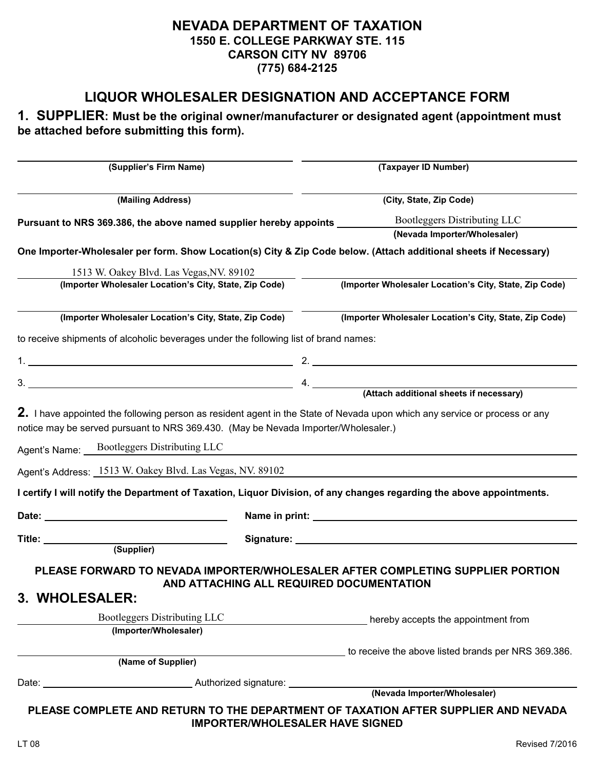# NEVADA DEPARTMENT OF TAXATION

**1550 E. COLLEGE PARKWAY STE. 115**
**CARSON CITY NV 89706**
**(775) 684-2125**

## LIQUOR WHOLESALER DESIGNATION AND ACCEPTANCE FORM

## 1. SUPPLIER: Must be the original owner/manufacturer or designated agent (appointment must be attached before submitting this form).

______________________ (Supplier's Firm Name)

______________________ (Taxpayer ID Number)

______________________ (Mailing Address)

______________________ (City, State, Zip Code)

**Pursuant to NRS 369.386, the above named supplier hereby appoints** Bootleggers Distributing LLC **(Nevada Importer/Wholesaler)**

**One Importer-Wholesaler per form. Show Location(s) City & Zip Code below. (Attach additional sheets if Necessary)**

1513 W. Oakey Blvd. Las Vegas,NV. 89102 **(Importer Wholesaler Location's City, State, Zip Code)**

______________________ **(Importer Wholesaler Location's City, State, Zip Code)**

______________________ **(Importer Wholesaler Location's City, State, Zip Code)**

______________________ **(Importer Wholesaler Location's City, State, Zip Code)**

to receive shipments of alcoholic beverages under the following list of brand names:

1. ______________________
2. ______________________
3. ______________________
4. ______________________

**(Attach additional sheets if necessary)**

**2.** I have appointed the following person as resident agent in the State of Nevada upon which any service or process or any notice may be served pursuant to NRS 369.430. (May be Nevada Importer/Wholesaler.)

Agent's Name: Bootleggers Distributing LLC

Agent's Address: 1513 W. Oakey Blvd. Las Vegas, NV. 89102

**I certify I will notify the Department of Taxation, Liquor Division, of any changes regarding the above appointments.**

**Date:** ______________________ **Name in print:** ______________________

**Title:** ______________________ **(Supplier)** **Signature:** ______________________

**PLEASE FORWARD TO NEVADA IMPORTER/WHOLESALER AFTER COMPLETING SUPPLIER PORTION AND ATTACHING ALL REQUIRED DOCUMENTATION**

## 3. WHOLESALER:

Bootleggers Distributing LLC **(Importer/Wholesaler)** hereby accepts the appointment from

______________________ **(Name of Supplier)** to receive the above listed brands per NRS 369.386.

Date: ______________________ Authorized signature: ______________________ **(Nevada Importer/Wholesaler)**

**PLEASE COMPLETE AND RETURN TO THE DEPARTMENT OF TAXATION AFTER SUPPLIER AND NEVADA IMPORTER/WHOLESALER HAVE SIGNED**

LT 08 Revised 7/2016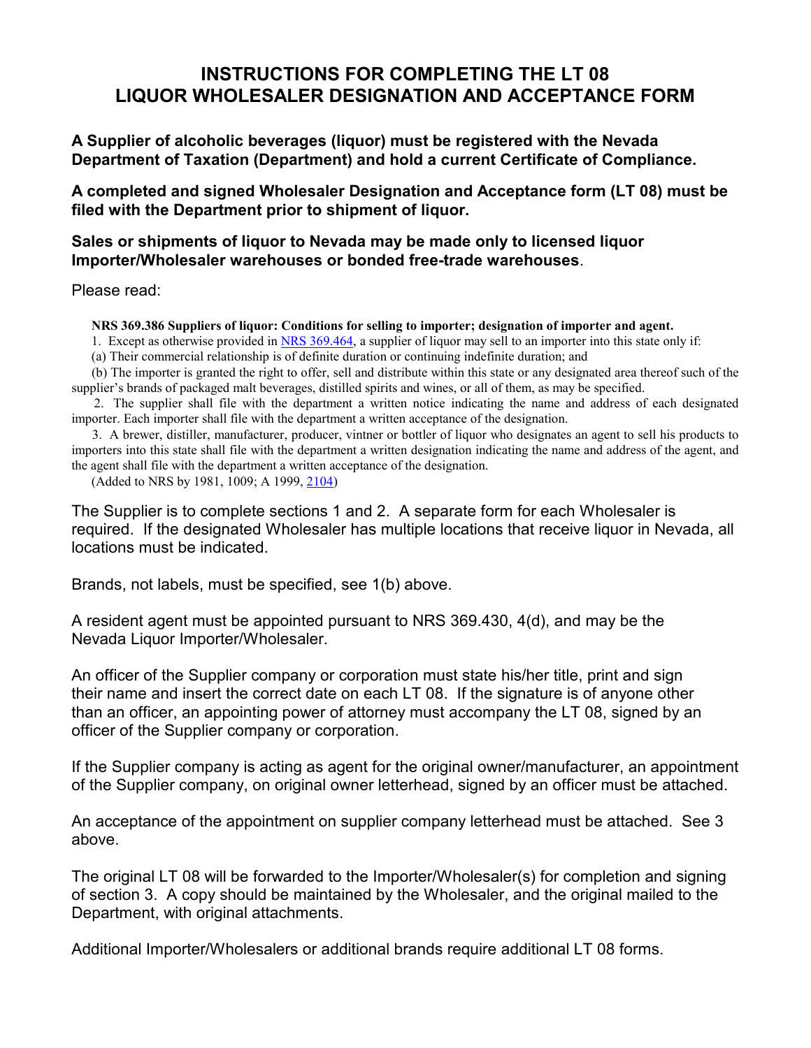# INSTRUCTIONS FOR COMPLETING THE LT 08 LIQUOR WHOLESALER DESIGNATION AND ACCEPTANCE FORM

**A Supplier of alcoholic beverages (liquor) must be registered with the Nevada Department of Taxation (Department) and hold a current Certificate of Compliance.**

**A completed and signed Wholesaler Designation and Acceptance form (LT 08) must be filed with the Department prior to shipment of liquor.**

**Sales or shipments of liquor to Nevada may be made only to licensed liquor Importer/Wholesaler warehouses or bonded free-trade warehouses**.

Please read:

**NRS 369.386 Suppliers of liquor: Conditions for selling to importer; designation of importer and agent.**

1. Except as otherwise provided in NRS 369.464, a supplier of liquor may sell to an importer into this state only if:

(a) Their commercial relationship is of definite duration or continuing indefinite duration; and

(b) The importer is granted the right to offer, sell and distribute within this state or any designated area thereof such of the supplier's brands of packaged malt beverages, distilled spirits and wines, or all of them, as may be specified.

2. The supplier shall file with the department a written notice indicating the name and address of each designated importer. Each importer shall file with the department a written acceptance of the designation.

3. A brewer, distiller, manufacturer, producer, vintner or bottler of liquor who designates an agent to sell his products to importers into this state shall file with the department a written designation indicating the name and address of the agent, and the agent shall file with the department a written acceptance of the designation.

(Added to NRS by 1981, 1009; A 1999, 2104)

The Supplier is to complete sections 1 and 2. A separate form for each Wholesaler is required. If the designated Wholesaler has multiple locations that receive liquor in Nevada, all locations must be indicated.

Brands, not labels, must be specified, see 1(b) above.

A resident agent must be appointed pursuant to NRS 369.430, 4(d), and may be the Nevada Liquor Importer/Wholesaler.

An officer of the Supplier company or corporation must state his/her title, print and sign their name and insert the correct date on each LT 08. If the signature is of anyone other than an officer, an appointing power of attorney must accompany the LT 08, signed by an officer of the Supplier company or corporation.

If the Supplier company is acting as agent for the original owner/manufacturer, an appointment of the Supplier company, on original owner letterhead, signed by an officer must be attached.

An acceptance of the appointment on supplier company letterhead must be attached. See 3 above.

The original LT 08 will be forwarded to the Importer/Wholesaler(s) for completion and signing of section 3. A copy should be maintained by the Wholesaler, and the original mailed to the Department, with original attachments.

Additional Importer/Wholesalers or additional brands require additional LT 08 forms.